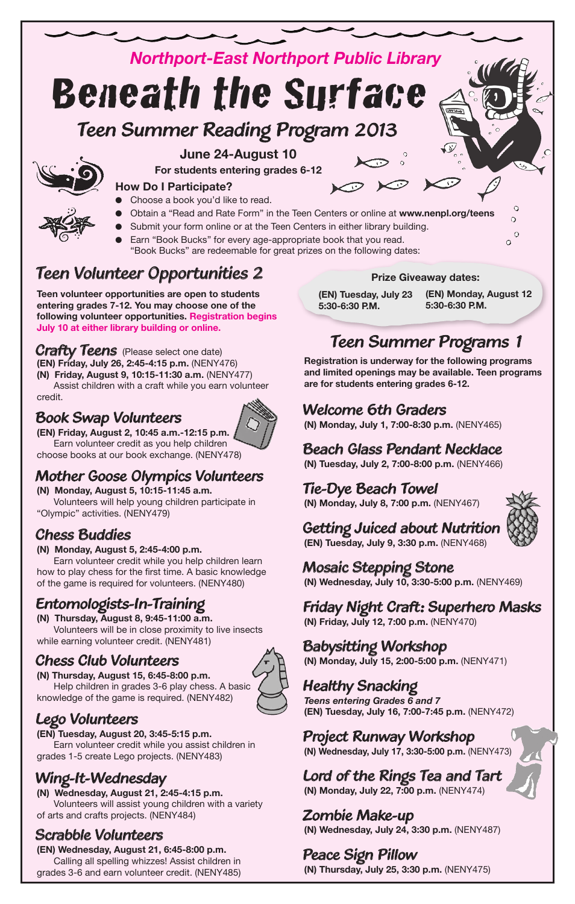# Northport-East Northport Public Library

# Beneath the Surface

## Teen Summer Reading Program 2013

**June 24-August 10**

**For students entering grades 6-12**

**How Do I Participate?**

- Choose a book you'd like to read.
- Obtain a "Read and Rate Form" in the Teen Centers or online at **www.nenpl.org/teens**
- Submit your form online or at the Teen Centers in either library building.
- Earn "Book Bucks" for every age-appropriate book that you read. "Book Bucks" are redeemable for great prizes on the following dates:

**Prize Giveaway dates:**

**(EN) Tuesday, July 23 5:30-6:30 P.M.**

**(EN) Monday, August 12 5:30-6:30 P.M.**

## Teen Volunteer Opportunities 2

**Teen volunteer opportunities are open to students entering grades 7-12. You may choose one of the following volunteer opportunities. Registration begins July 10 at either library building or online.**

### Crafty Teens (Please select one date)

**(EN) Friday, July 26, 2:45-4:15 p.m.** (NENY476)
**(N) Friday, August 9, 10:15-11:30 a.m.** (NENY477)
Assist children with a craft while you earn volunteer credit.

### Book Swap Volunteers

**(EN) Friday, August 2, 10:45 a.m.-12:15 p.m.**
Earn volunteer credit as you help children choose books at our book exchange. (NENY478)

### Mother Goose Olympics Volunteers

**(N) Monday, August 5, 10:15-11:45 a.m.**
Volunteers will help young children participate in "Olympic" activities. (NENY479)

### Chess Buddies

**(N) Monday, August 5, 2:45-4:00 p.m.**
Earn volunteer credit while you help children learn how to play chess for the first time. A basic knowledge of the game is required for volunteers. (NENY480)

### Entomologists-In-Training

**(N) Thursday, August 8, 9:45-11:00 a.m.**
Volunteers will be in close proximity to live insects while earning volunteer credit. (NENY481)

### Chess Club Volunteers

**(N) Thursday, August 15, 6:45-8:00 p.m.**
Help children in grades 3-6 play chess. A basic knowledge of the game is required. (NENY482)

### Lego Volunteers

**(EN) Tuesday, August 20, 3:45-5:15 p.m.**
Earn volunteer credit while you assist children in grades 1-5 create Lego projects. (NENY483)

### Wing-It-Wednesday

**(N) Wednesday, August 21, 2:45-4:15 p.m.**
Volunteers will assist young children with a variety of arts and crafts projects. (NENY484)

### Scrabble Volunteers

**(EN) Wednesday, August 21, 6:45-8:00 p.m.**
Calling all spelling whizzes! Assist children in grades 3-6 and earn volunteer credit. (NENY485)

## Teen Summer Programs 1

**Registration is underway for the following programs and limited openings may be available. Teen programs are for students entering grades 6-12.**

### Welcome 6th Graders

**(N) Monday, July 1, 7:00-8:30 p.m.** (NENY465)

### Beach Glass Pendant Necklace

**(N) Tuesday, July 2, 7:00-8:00 p.m.** (NENY466)

### Tie-Dye Beach Towel

**(N) Monday, July 8, 7:00 p.m.** (NENY467)

### Getting Juiced about Nutrition

**(EN) Tuesday, July 9, 3:30 p.m.** (NENY468)

### Mosaic Stepping Stone

**(N) Wednesday, July 10, 3:30-5:00 p.m.** (NENY469)

### Friday Night Craft: Superhero Masks

**(N) Friday, July 12, 7:00 p.m.** (NENY470)

### Babysitting Workshop

**(N) Monday, July 15, 2:00-5:00 p.m.** (NENY471)

### Healthy Snacking

***Teens entering Grades 6 and 7***
**(EN) Tuesday, July 16, 7:00-7:45 p.m.** (NENY472)

### Project Runway Workshop

**(N) Wednesday, July 17, 3:30-5:00 p.m.** (NENY473)

### Lord of the Rings Tea and Tart

**(N) Monday, July 22, 7:00 p.m.** (NENY474)

### Zombie Make-up

**(N) Wednesday, July 24, 3:30 p.m.** (NENY487)

### Peace Sign Pillow

**(N) Thursday, July 25, 3:30 p.m.** (NENY475)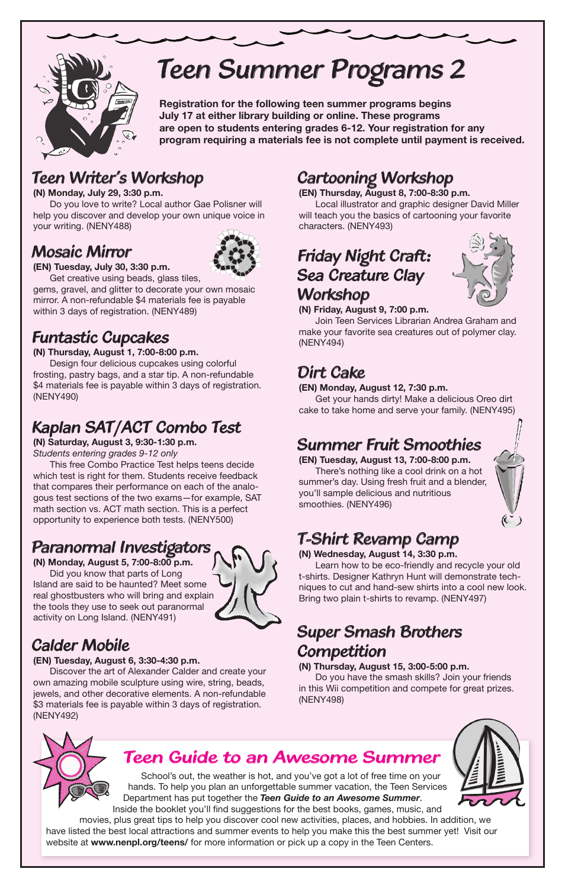# Teen Summer Programs 2

**Registration for the following teen summer programs begins July 17 at either library building or online. These programs are open to students entering grades 6-12. Your registration for any program requiring a materials fee is not complete until payment is received.**

## Teen Writer's Workshop

**(N) Monday, July 29, 3:30 p.m.**

Do you love to write? Local author Gae Polisner will help you discover and develop your own unique voice in your writing. (NENY488)

## Mosaic Mirror

**(EN) Tuesday, July 30, 3:30 p.m.**

Get creative using beads, glass tiles, gems, gravel, and glitter to decorate your own mosaic mirror. A non-refundable $4 materials fee is payable within 3 days of registration. (NENY489)

## Funtastic Cupcakes

**(N) Thursday, August 1, 7:00-8:00 p.m.**

Design four delicious cupcakes using colorful frosting, pastry bags, and a star tip. A non-refundable $4 materials fee is payable within 3 days of registration. (NENY490)

## Kaplan SAT/ACT Combo Test

**(N) Saturday, August 3, 9:30-1:30 p.m.**

*Students entering grades 9-12 only*

This free Combo Practice Test helps teens decide which test is right for them. Students receive feedback that compares their performance on each of the analogous test sections of the two exams—for example, SAT math section vs. ACT math section. This is a perfect opportunity to experience both tests. (NENY500)

## Paranormal Investigators

**(N) Monday, August 5, 7:00-8:00 p.m.**

Did you know that parts of Long Island are said to be haunted? Meet some real ghostbusters who will bring and explain the tools they use to seek out paranormal activity on Long Island. (NENY491)

## Calder Mobile

**(EN) Tuesday, August 6, 3:30-4:30 p.m.**

Discover the art of Alexander Calder and create your own amazing mobile sculpture using wire, string, beads, jewels, and other decorative elements. A non-refundable $3 materials fee is payable within 3 days of registration. (NENY492)

## Cartooning Workshop

**(EN) Thursday, August 8, 7:00-8:30 p.m.**

Local illustrator and graphic designer David Miller will teach you the basics of cartooning your favorite characters. (NENY493)

## Friday Night Craft: Sea Creature Clay Workshop

**(N) Friday, August 9, 7:00 p.m.**

Join Teen Services Librarian Andrea Graham and make your favorite sea creatures out of polymer clay. (NENY494)

## Dirt Cake

**(EN) Monday, August 12, 7:30 p.m.**

Get your hands dirty! Make a delicious Oreo dirt cake to take home and serve your family. (NENY495)

## Summer Fruit Smoothies

**(EN) Tuesday, August 13, 7:00-8:00 p.m.**

There's nothing like a cool drink on a hot summer's day. Using fresh fruit and a blender, you'll sample delicious and nutritious smoothies. (NENY496)

## T-Shirt Revamp Camp

**(N) Wednesday, August 14, 3:30 p.m.**

Learn how to be eco-friendly and recycle your old t-shirts. Designer Kathryn Hunt will demonstrate techniques to cut and hand-sew shirts into a cool new look. Bring two plain t-shirts to revamp. (NENY497)

## Super Smash Brothers Competition

**(N) Thursday, August 15, 3:00-5:00 p.m.**

Do you have the smash skills? Join your friends in this Wii competition and compete for great prizes. (NENY498)

## Teen Guide to an Awesome Summer

School's out, the weather is hot, and you've got a lot of free time on your hands. To help you plan an unforgettable summer vacation, the Teen Services Department has put together the ***Teen Guide to an Awesome Summer***. Inside the booklet you'll find suggestions for the best books, games, music, and movies, plus great tips to help you discover cool new activities, places, and hobbies. In addition, we have listed the best local attractions and summer events to help you make this the best summer yet! Visit our website at **www.nenpl.org/teens/** for more information or pick up a copy in the Teen Centers.